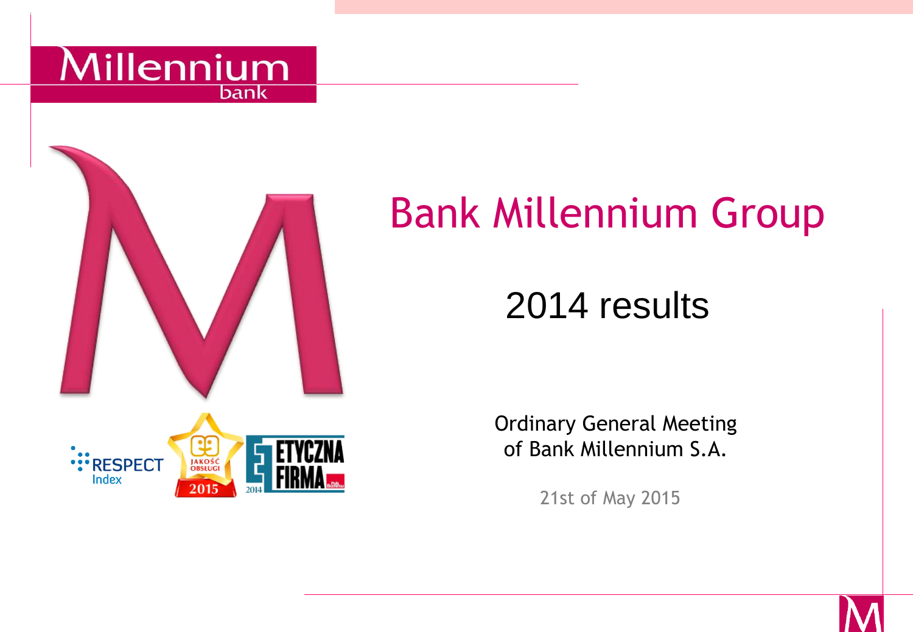# Bank Millennium Group

## 2014 results

Ordinary General Meeting
of Bank Millennium S.A.

21st of May 2015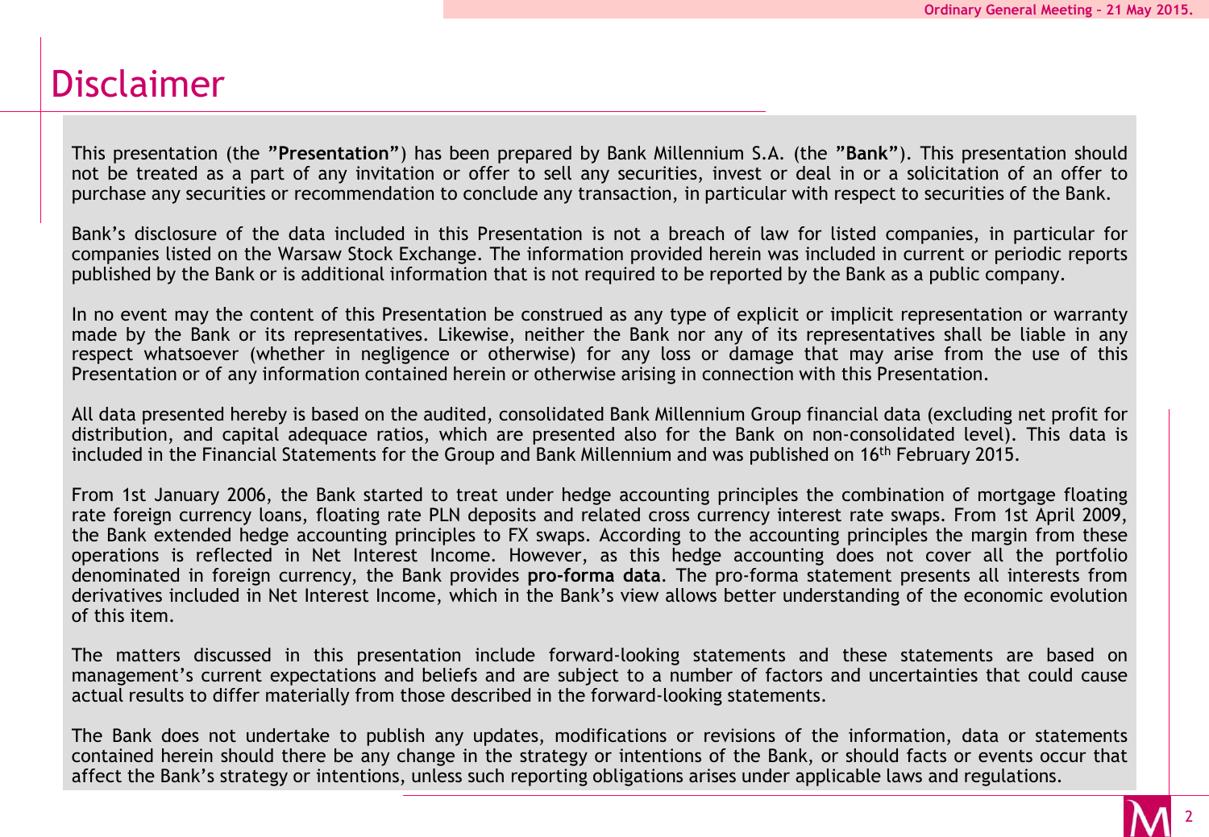# Disclaimer

This presentation (the **"Presentation"**) has been prepared by Bank Millennium S.A. (the **"Bank"**). This presentation should not be treated as a part of any invitation or offer to sell any securities, invest or deal in or a solicitation of an offer to purchase any securities or recommendation to conclude any transaction, in particular with respect to securities of the Bank.

Bank's disclosure of the data included in this Presentation is not a breach of law for listed companies, in particular for companies listed on the Warsaw Stock Exchange. The information provided herein was included in current or periodic reports published by the Bank or is additional information that is not required to be reported by the Bank as a public company.

In no event may the content of this Presentation be construed as any type of explicit or implicit representation or warranty made by the Bank or its representatives. Likewise, neither the Bank nor any of its representatives shall be liable in any respect whatsoever (whether in negligence or otherwise) for any loss or damage that may arise from the use of this Presentation or of any information contained herein or otherwise arising in connection with this Presentation.

All data presented hereby is based on the audited, consolidated Bank Millennium Group financial data (excluding net profit for distribution, and capital adequace ratios, which are presented also for the Bank on non-consolidated level). This data is included in the Financial Statements for the Group and Bank Millennium and was published on 16th February 2015.

From 1st January 2006, the Bank started to treat under hedge accounting principles the combination of mortgage floating rate foreign currency loans, floating rate PLN deposits and related cross currency interest rate swaps. From 1st April 2009, the Bank extended hedge accounting principles to FX swaps. According to the accounting principles the margin from these operations is reflected in Net Interest Income. However, as this hedge accounting does not cover all the portfolio denominated in foreign currency, the Bank provides **pro-forma data**. The pro-forma statement presents all interests from derivatives included in Net Interest Income, which in the Bank's view allows better understanding of the economic evolution of this item.

The matters discussed in this presentation include forward-looking statements and these statements are based on management's current expectations and beliefs and are subject to a number of factors and uncertainties that could cause actual results to differ materially from those described in the forward-looking statements.

The Bank does not undertake to publish any updates, modifications or revisions of the information, data or statements contained herein should there be any change in the strategy or intentions of the Bank, or should facts or events occur that affect the Bank's strategy or intentions, unless such reporting obligations arises under applicable laws and regulations.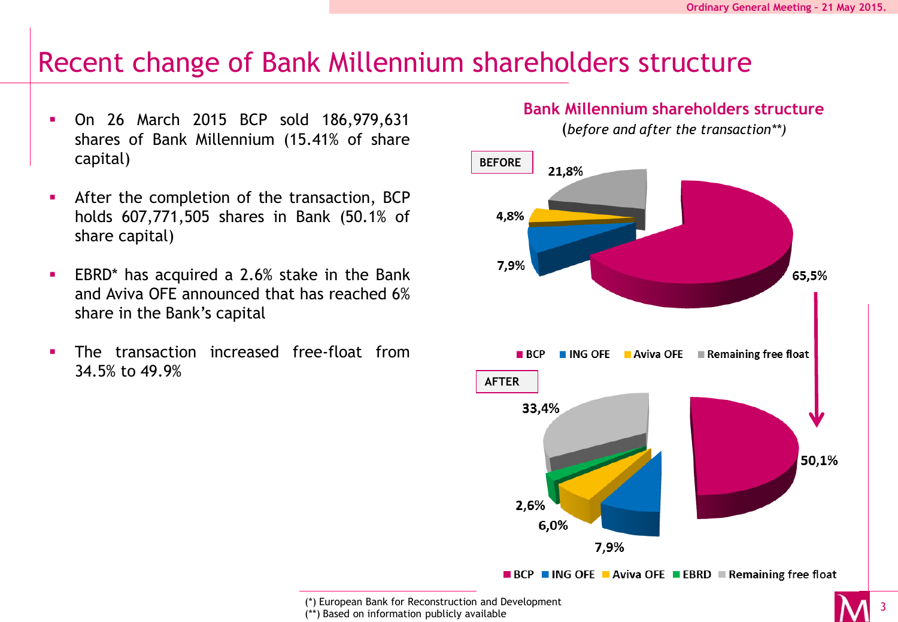# Recent change of Bank Millennium shareholders structure

- On 26 March 2015 BCP sold 186,979,631 shares of Bank Millennium (15.41% of share capital)
- After the completion of the transaction, BCP holds 607,771,505 shares in Bank (50.1% of share capital)
- EBRD* has acquired a 2.6% stake in the Bank and Aviva OFE announced that has reached 6% share in the Bank's capital
- The transaction increased free-float from 34.5% to 49.9%

## Bank Millennium shareholders structure

(*before and after the transaction***)

**BEFORE**

| Shareholder | Share |
|---|---|
| BCP | 65,5% |
| ING OFE | 7,9% |
| Aviva OFE | 4,8% |
| Remaining free float | 21,8% |

**AFTER**

| Shareholder | Share |
|---|---|
| BCP | 50,1% |
| ING OFE | 7,9% |
| Aviva OFE | 6,0% |
| EBRD | 2,6% |
| Remaining free float | 33,4% |

(*) European Bank for Reconstruction and Development
(**) Based on information publicly available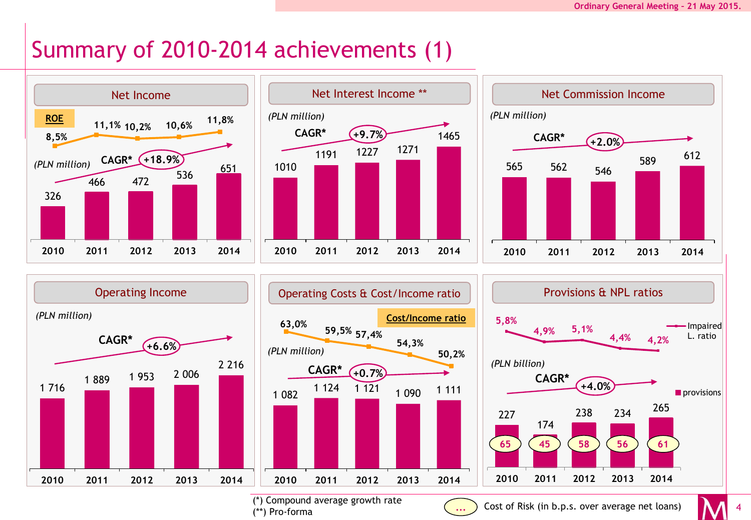# Summary of 2010-2014 achievements (1)

## Net Income

(PLN million)

CAGR* +18.9%

| | 2010 | 2011 | 2012 | 2013 | 2014 |
|---|---|---|---|---|---|
| Net Income | 326 | 466 | 472 | 536 | 651 |
| ROE | 8,5% | 11,1% | 10,2% | 10,6% | 11,8% |

## Net Interest Income **

(PLN million)

CAGR* +9.7%

| | 2010 | 2011 | 2012 | 2013 | 2014 |
|---|---|---|---|---|---|
| Net Interest Income | 1010 | 1191 | 1227 | 1271 | 1465 |

## Net Commission Income

(PLN million)

CAGR* +2.0%

| | 2010 | 2011 | 2012 | 2013 | 2014 |
|---|---|---|---|---|---|
| Net Commission Income | 565 | 562 | 546 | 589 | 612 |

## Operating Income

(PLN million)

CAGR* +6.6%

| | 2010 | 2011 | 2012 | 2013 | 2014 |
|---|---|---|---|---|---|
| Operating Income | 1 716 | 1 889 | 1 953 | 2 006 | 2 216 |

## Operating Costs & Cost/Income ratio

(PLN million)

CAGR* +0.7%

| | 2010 | 2011 | 2012 | 2013 | 2014 |
|---|---|---|---|---|---|
| Operating Costs | 1 082 | 1 124 | 1 121 | 1 090 | 1 111 |
| Cost/Income ratio | 63,0% | 59,5% | 57,4% | 54,3% | 50,2% |

## Provisions & NPL ratios

(PLN billion)

CAGR* +4.0%

| | 2010 | 2011 | 2012 | 2013 | 2014 |
|---|---|---|---|---|---|
| provisions | 227 | 174 | 238 | 234 | 265 |
| Cost of Risk | 65 | 45 | 58 | 56 | 61 |
| Impaired L. ratio | 5,8% | 4,9% | 5,1% | 4,4% | 4,2% |

(*) Compound average growth rate
(**) Pro-forma

... Cost of Risk (in b.p.s. over average net loans)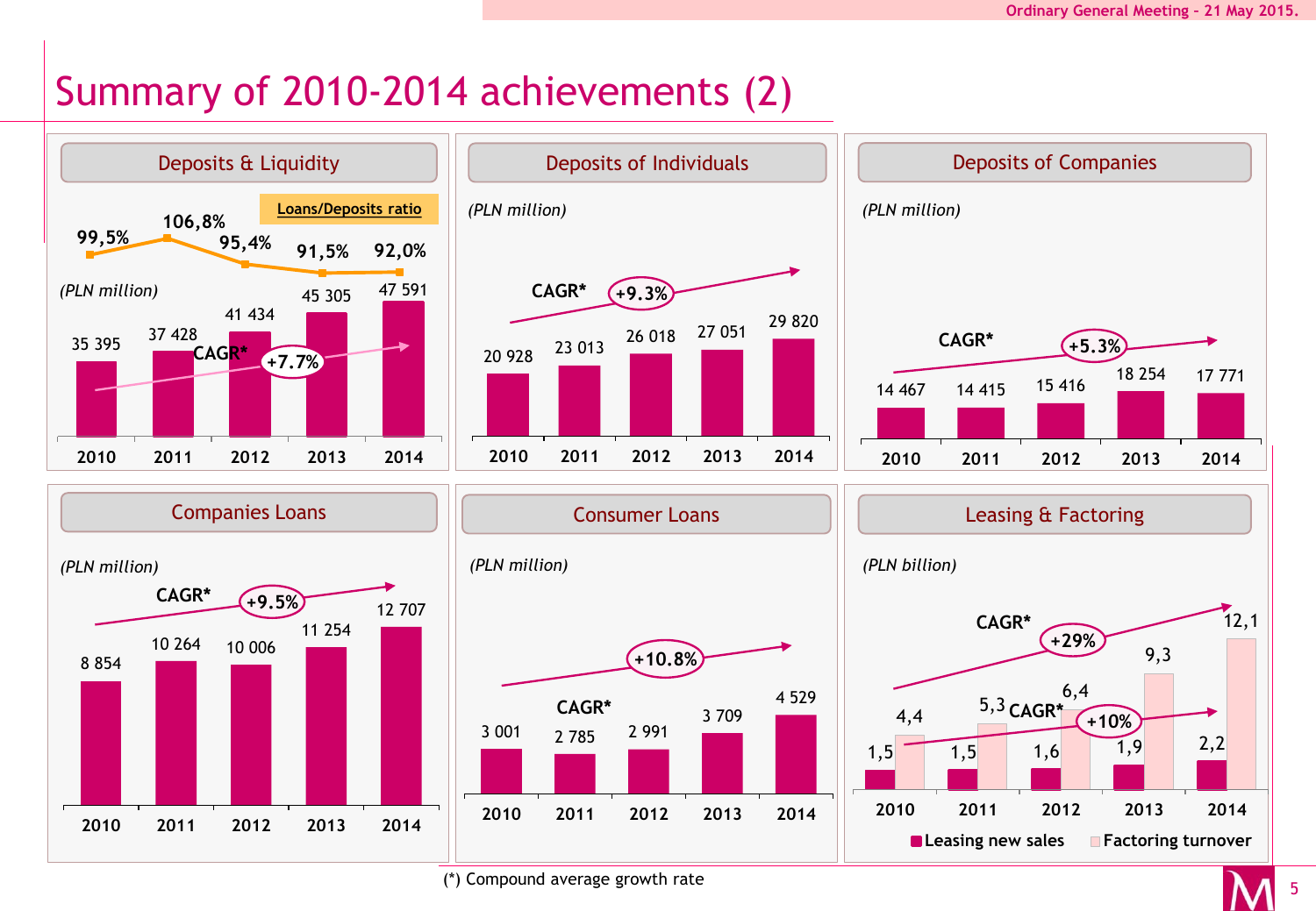# Summary of 2010-2014 achievements (2)

## Deposits & Liquidity

*(PLN million)*

| | 2010 | 2011 | 2012 | 2013 | 2014 |
|---|---|---|---|---|---|
| Deposits | 35 395 | 37 428 | 41 434 | 45 305 | 47 591 |
| Loans/Deposits ratio | 99,5% | 106,8% | 95,4% | 91,5% | 92,0% |

CAGR* +7.7%

## Deposits of Individuals

*(PLN million)*

| 2010 | 2011 | 2012 | 2013 | 2014 |
|---|---|---|---|---|
| 20 928 | 23 013 | 26 018 | 27 051 | 29 820 |

CAGR* +9.3%

## Deposits of Companies

*(PLN million)*

| 2010 | 2011 | 2012 | 2013 | 2014 |
|---|---|---|---|---|
| 14 467 | 14 415 | 15 416 | 18 254 | 17 771 |

CAGR* +5.3%

## Companies Loans

*(PLN million)*

| 2010 | 2011 | 2012 | 2013 | 2014 |
|---|---|---|---|---|
| 8 854 | 10 264 | 10 006 | 11 254 | 12 707 |

CAGR* +9.5%

## Consumer Loans

*(PLN million)*

| 2010 | 2011 | 2012 | 2013 | 2014 |
|---|---|---|---|---|
| 3 001 | 2 785 | 2 991 | 3 709 | 4 529 |

CAGR* +10.8%

## Leasing & Factoring

*(PLN billion)*

| | 2010 | 2011 | 2012 | 2013 | 2014 |
|---|---|---|---|---|---|
| Leasing new sales | 1,5 | 1,5 | 1,6 | 1,9 | 2,2 |
| Factoring turnover | 4,4 | 5,3 | 6,4 | 9,3 | 12,1 |

CAGR* +29% (Factoring turnover)

CAGR* +10% (Leasing new sales)

(*) Compound average growth rate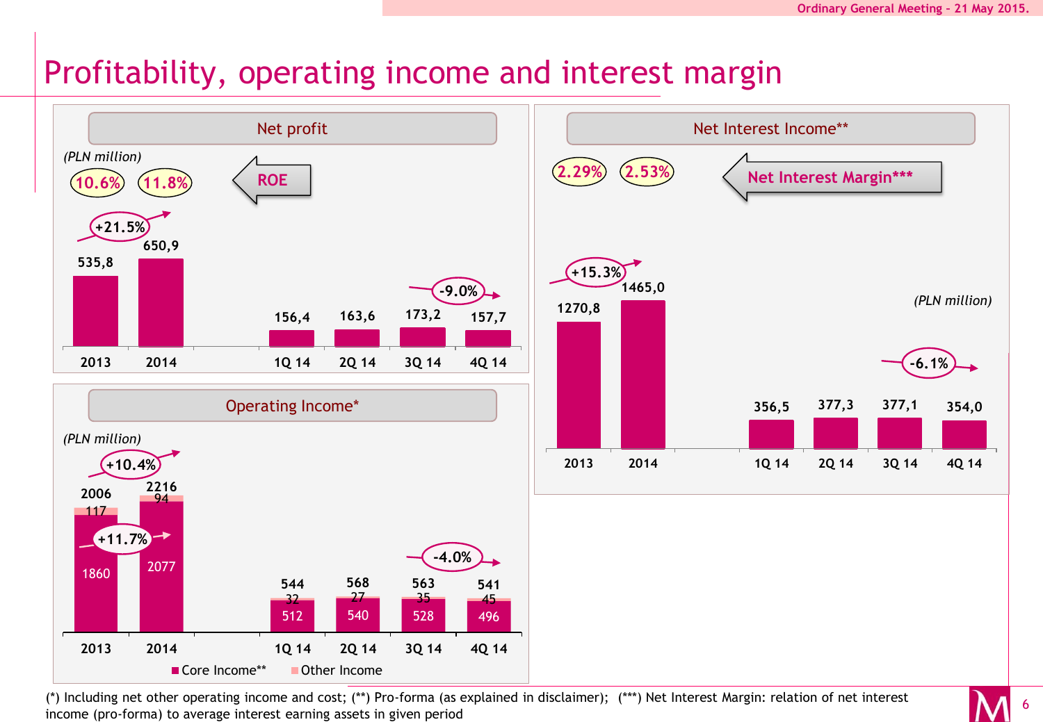# Profitability, operating income and interest margin

## Net profit

(PLN million)

ROE: 10.6% (2013), 11.8% (2014)

| | 2013 | 2014 | 1Q 14 | 2Q 14 | 3Q 14 | 4Q 14 |
|---|---|---|---|---|---|---|
| Net profit | 535,8 | 650,9 | 156,4 | 163,6 | 173,2 | 157,7 |

+21.5% (2014 vs 2013); -9.0% (4Q 14 vs 3Q 14)

## Net Interest Income**

(PLN million)

Net Interest Margin***: 2.29% (2013), 2.53% (2014)

| | 2013 | 2014 | 1Q 14 | 2Q 14 | 3Q 14 | 4Q 14 |
|---|---|---|---|---|---|---|
| Net Interest Income | 1270,8 | 1465,0 | 356,5 | 377,3 | 377,1 | 354,0 |

+15.3% (2014 vs 2013); -6.1% (4Q 14 vs 3Q 14)

## Operating Income*

(PLN million)

| | 2013 | 2014 | 1Q 14 | 2Q 14 | 3Q 14 | 4Q 14 |
|---|---|---|---|---|---|---|
| Core Income** | 1860 | 2077 | 512 | 540 | 528 | 496 |
| Other Income | 117 | 94 | 32 | 27 | 35 | 45 |
| Total | 2006 | 2216 | 544 | 568 | 563 | 541 |

+10.4% (total, 2014 vs 2013); +11.7% (core income, 2014 vs 2013); -4.0% (4Q 14 vs 3Q 14)

(*) Including net other operating income and cost; (**) Pro-forma (as explained in disclaimer); (***) Net Interest Margin: relation of net interest income (pro-forma) to average interest earning assets in given period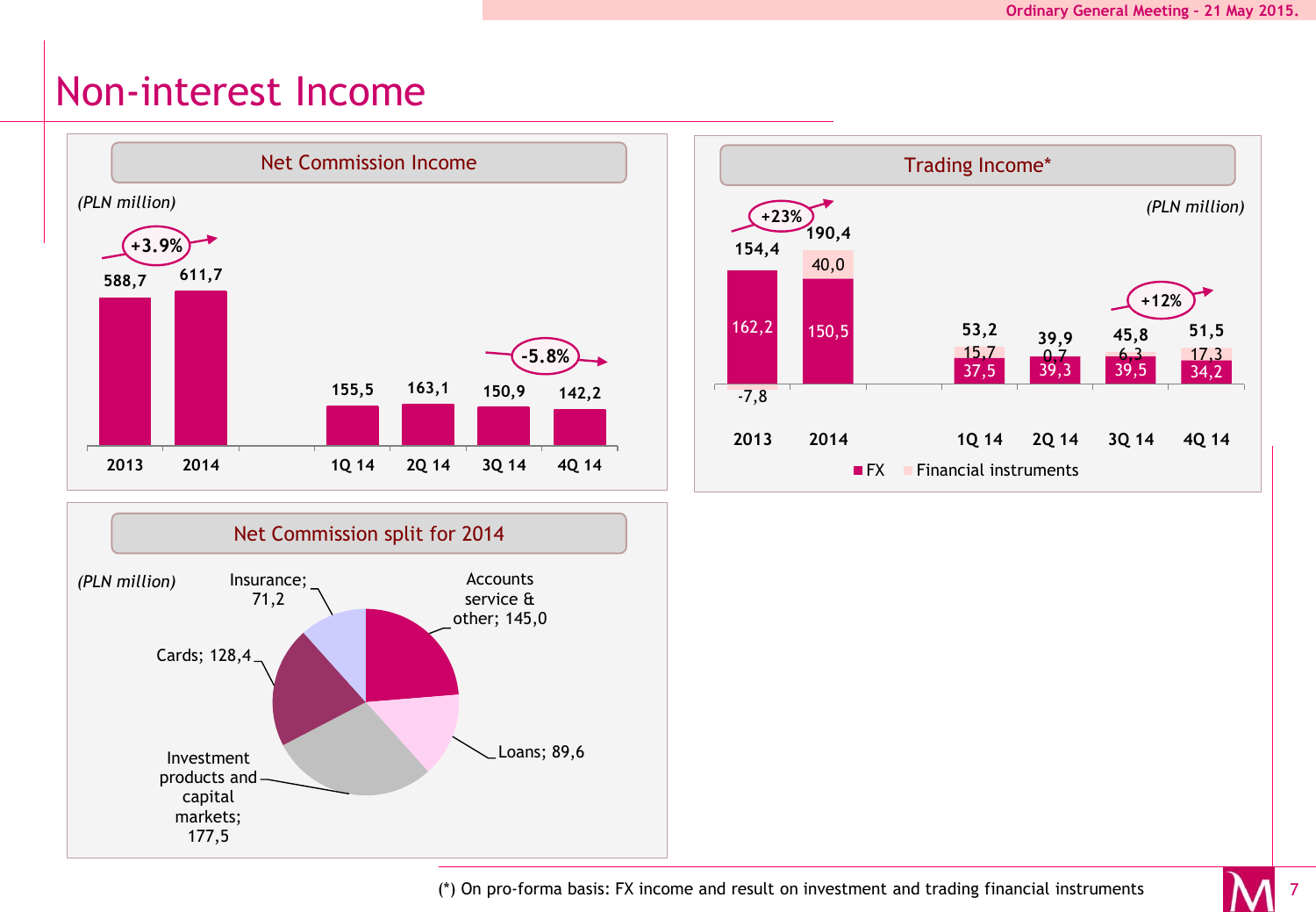# Non-interest Income

## Net Commission Income

*(PLN million)*

| | 2013 | 2014 | 1Q 14 | 2Q 14 | 3Q 14 | 4Q 14 |
|---|---|---|---|---|---|---|
| Net Commission Income | 588,7 | 611,7 | 155,5 | 163,1 | 150,9 | 142,2 |

+3.9% (2014 vs 2013); -5.8% (4Q 14 vs 3Q 14)

## Trading Income*

*(PLN million)*

| | 2013 | 2014 | 1Q 14 | 2Q 14 | 3Q 14 | 4Q 14 |
|---|---|---|---|---|---|---|
| FX | 162,2 | 150,5 | 37,5 | 39,3 | 39,5 | 34,2 |
| Financial instruments | -7,8 | 40,0 | 15,7 | 0,7 | 6,3 | 17,3 |
| Total | 154,4 | 190,4 | 53,2 | 39,9 | 45,8 | 51,5 |

+23% (2014 vs 2013); +12% (4Q 14 vs 3Q 14)

## Net Commission split for 2014

*(PLN million)*

| Item | Value |
|---|---|
| Accounts service & other | 145,0 |
| Loans | 89,6 |
| Investment products and capital markets | 177,5 |
| Cards | 128,4 |
| Insurance | 71,2 |

(*) On pro-forma basis: FX income and result on investment and trading financial instruments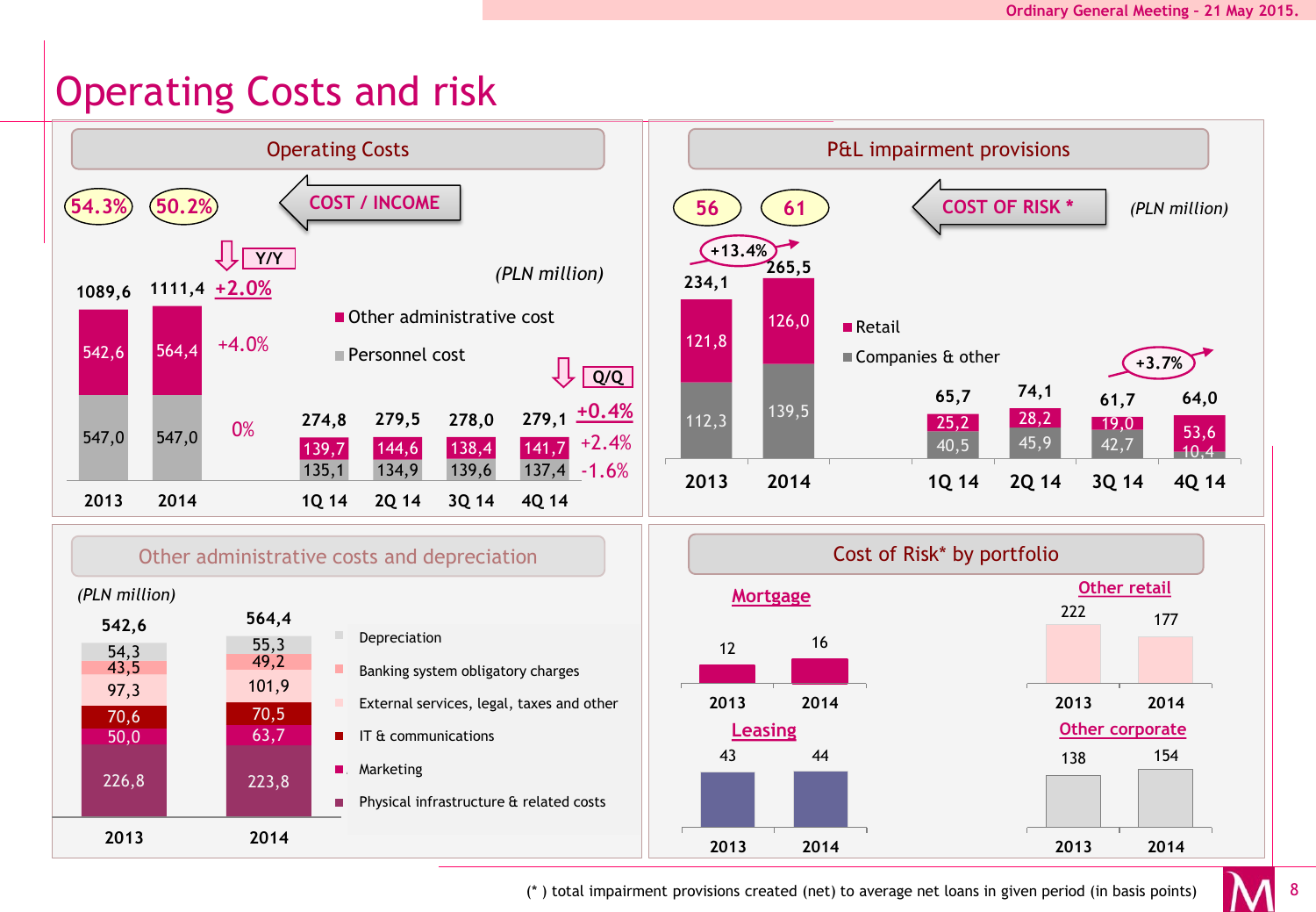# Operating Costs and risk

## Operating Costs

COST / INCOME: 54.3% (2013), 50.2% (2014)

(PLN million)

| | 2013 | 2014 | Y/Y |
|---|---|---|---|
| Total | 1089,6 | 1111,4 | +2.0% |
| Other administrative cost | 542,6 | 564,4 | +4.0% |
| Personnel cost | 547,0 | 547,0 | 0% |

| | 1Q 14 | 2Q 14 | 3Q 14 | 4Q 14 | Q/Q |
|---|---|---|---|---|---|
| Total | 274,8 | 279,5 | 278,0 | 279,1 | +0.4% |
| Other administrative cost | 139,7 | 144,6 | 138,4 | 141,7 | +2.4% |
| Personnel cost | 135,1 | 134,9 | 139,6 | 137,4 | -1.6% |

## P&L impairment provisions

COST OF RISK *: 56 (2013), 61 (2014)

(PLN million)

| | 2013 | 2014 | 1Q 14 | 2Q 14 | 3Q 14 | 4Q 14 |
|---|---|---|---|---|---|---|
| Total | 234,1 | 265,5 | 65,7 | 74,1 | 61,7 | 64,0 |
| Retail | 121,8 | 126,0 | 25,2 | 28,2 | 19,0 | 53,6 |
| Companies & other | 112,3 | 139,5 | 40,5 | 45,9 | 42,7 | 10,4 |

2014 vs 2013: +13.4%; 4Q 14 vs 3Q 14: +3.7%

## Other administrative costs and depreciation

(PLN million)

| | 2013 | 2014 |
|---|---|---|
| Total | 542,6 | 564,4 |
| Depreciation | 54,3 | 55,3 |
| Banking system obligatory charges | 43,5 | 49,2 |
| External services, legal, taxes and other | 97,3 | 101,9 |
| IT & communications | 70,6 | 70,5 |
| Marketing | 50,0 | 63,7 |
| Physical infrastructure & related costs | 226,8 | 223,8 |

## Cost of Risk* by portfolio

| Portfolio | 2013 | 2014 |
|---|---|---|
| Mortgage | 12 | 16 |
| Other retail | 222 | 177 |
| Leasing | 43 | 44 |
| Other corporate | 138 | 154 |

(* ) total impairment provisions created (net) to average net loans in given period (in basis points)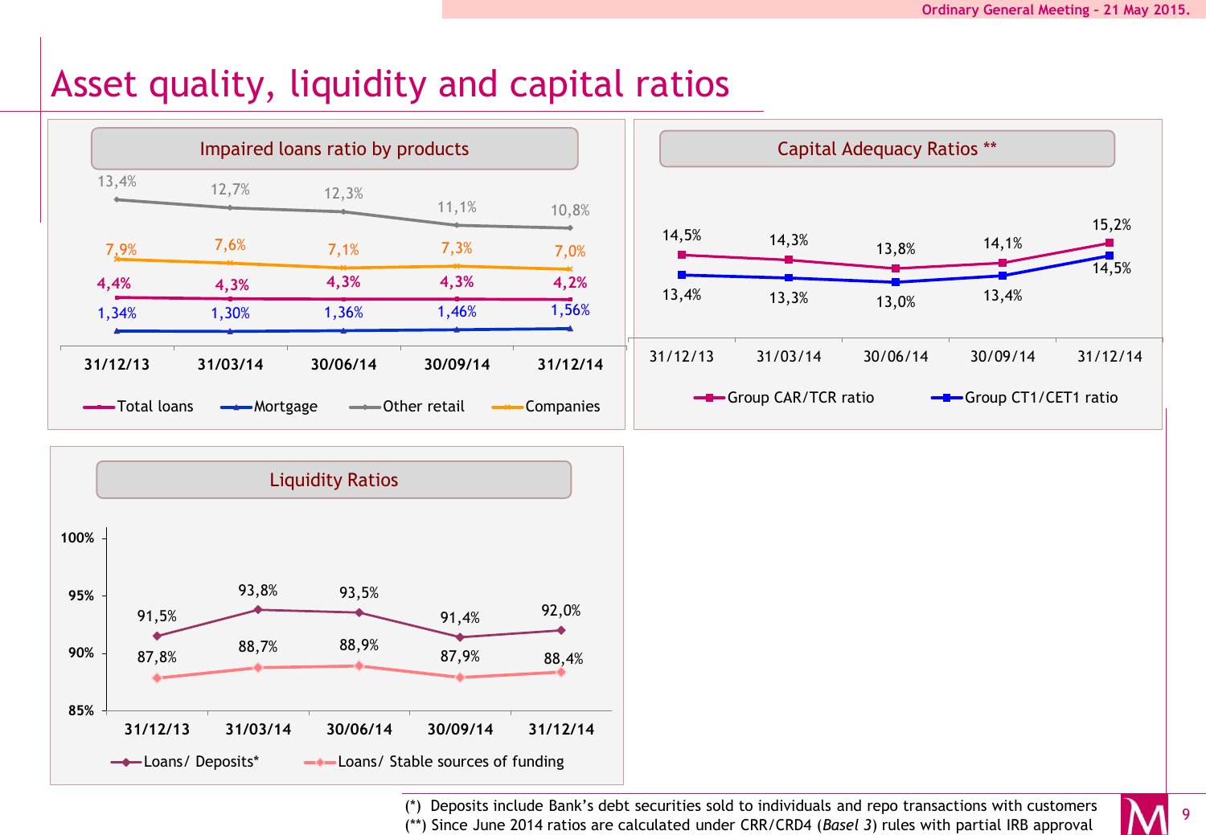# Asset quality, liquidity and capital ratios

## Impaired loans ratio by products

| | 31/12/13 | 31/03/14 | 30/06/14 | 30/09/14 | 31/12/14 |
|---|---|---|---|---|---|
| Total loans | 4,4% | 4,3% | 4,3% | 4,3% | 4,2% |
| Mortgage | 1,34% | 1,30% | 1,36% | 1,46% | 1,56% |
| Other retail | 13,4% | 12,7% | 12,3% | 11,1% | 10,8% |
| Companies | 7,9% | 7,6% | 7,1% | 7,3% | 7,0% |

## Capital Adequacy Ratios **

| | 31/12/13 | 31/03/14 | 30/06/14 | 30/09/14 | 31/12/14 |
|---|---|---|---|---|---|
| Group CAR/TCR ratio | 14,5% | 14,3% | 13,8% | 14,1% | 15,2% |
| Group CT1/CET1 ratio | 13,4% | 13,3% | 13,0% | 13,4% | 14,5% |

## Liquidity Ratios

| | 31/12/13 | 31/03/14 | 30/06/14 | 30/09/14 | 31/12/14 |
|---|---|---|---|---|---|
| Loans/ Deposits* | 91,5% | 93,8% | 93,5% | 91,4% | 92,0% |
| Loans/ Stable sources of funding | 87,8% | 88,7% | 88,9% | 87,9% | 88,4% |

(*) Deposits include Bank's debt securities sold to individuals and repo transactions with customers
(**) Since June 2014 ratios are calculated under CRR/CRD4 (*Basel 3*) rules with partial IRB approval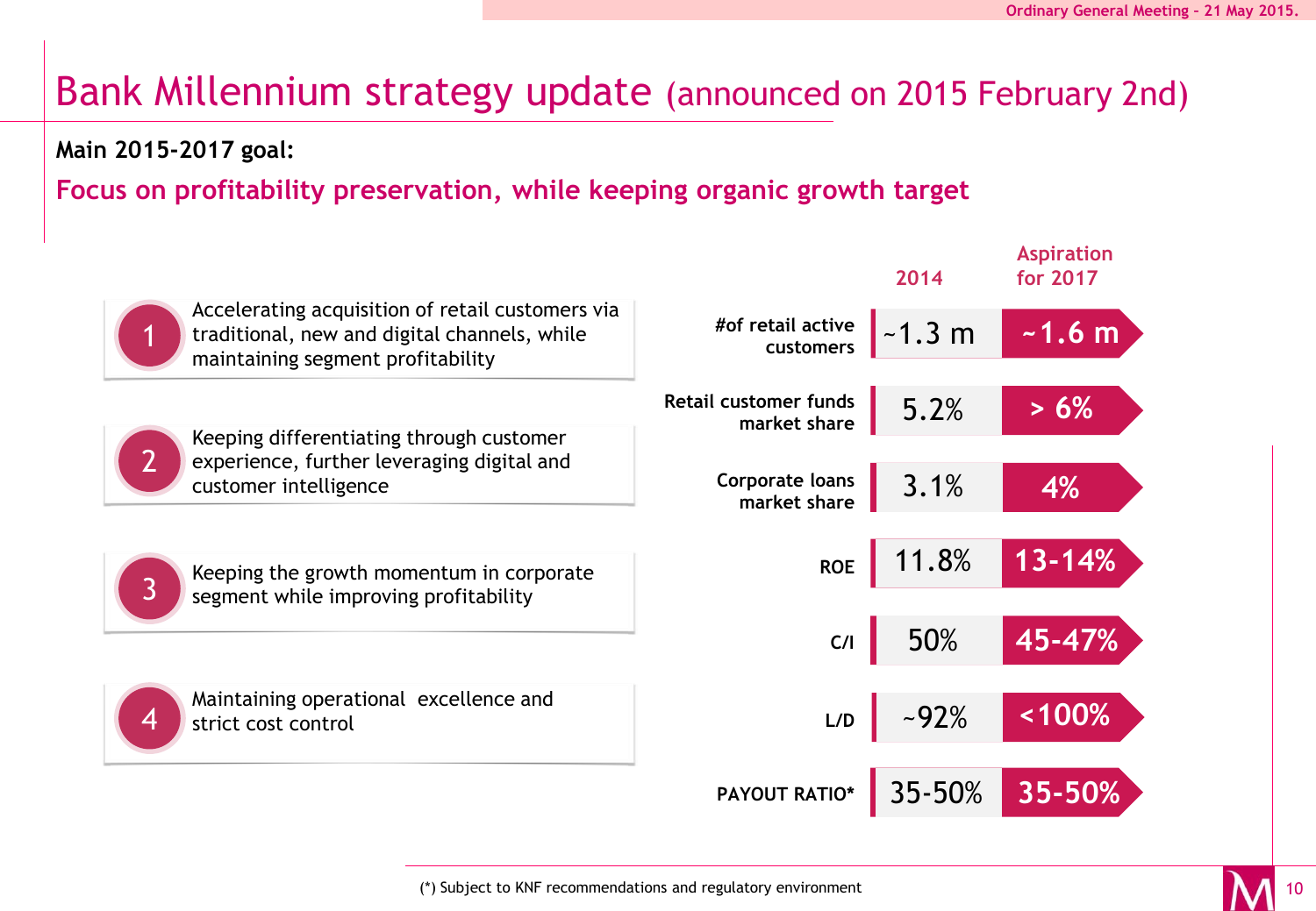# Bank Millennium strategy update (announced on 2015 February 2nd)

**Main 2015-2017 goal:**

**Focus on profitability preservation, while keeping organic growth target**

1. Accelerating acquisition of retail customers via traditional, new and digital channels, while maintaining segment profitability
2. Keeping differentiating through customer experience, further leveraging digital and customer intelligence
3. Keeping the growth momentum in corporate segment while improving profitability
4. Maintaining operational excellence and strict cost control

| | 2014 | Aspiration for 2017 |
|---|---|---|
| #of retail active customers | ~1.3 m | ~1.6 m |
| Retail customer funds market share | 5.2% | > 6% |
| Corporate loans market share | 3.1% | 4% |
| ROE | 11.8% | 13-14% |
| C/I | 50% | 45-47% |
| L/D | ~92% | <100% |
| PAYOUT RATIO* | 35-50% | 35-50% |

(*) Subject to KNF recommendations and regulatory environment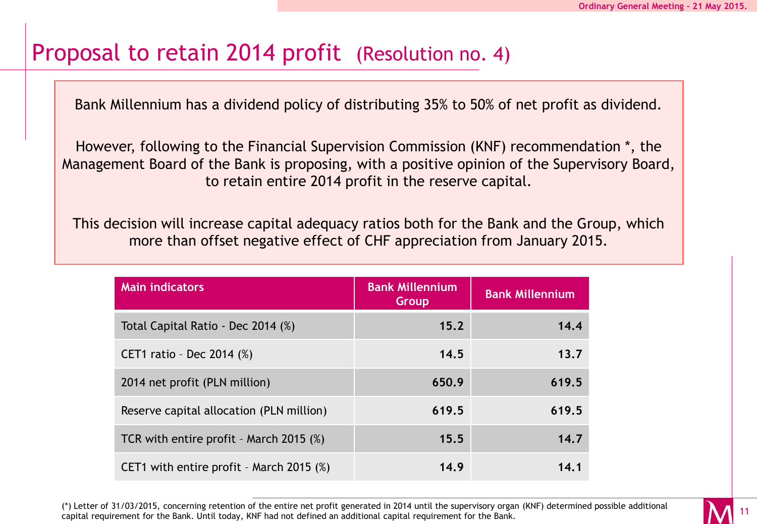# Proposal to retain 2014 profit (Resolution no. 4)

Bank Millennium has a dividend policy of distributing 35% to 50% of net profit as dividend.

However, following to the Financial Supervision Commission (KNF) recommendation *, the Management Board of the Bank is proposing, with a positive opinion of the Supervisory Board, to retain entire 2014 profit in the reserve capital.

This decision will increase capital adequacy ratios both for the Bank and the Group, which more than offset negative effect of CHF appreciation from January 2015.

| Main indicators | Bank Millennium Group | Bank Millennium |
|---|---|---|
| Total Capital Ratio - Dec 2014 (%) | 15.2 | 14.4 |
| CET1 ratio – Dec 2014 (%) | 14.5 | 13.7 |
| 2014 net profit (PLN million) | 650.9 | 619.5 |
| Reserve capital allocation (PLN million) | 619.5 | 619.5 |
| TCR with entire profit – March 2015 (%) | 15.5 | 14.7 |
| CET1 with entire profit – March 2015 (%) | 14.9 | 14.1 |

(*) Letter of 31/03/2015, concerning retention of the entire net profit generated in 2014 until the supervisory organ (KNF) determined possible additional capital requirement for the Bank. Until today, KNF had not defined an additional capital requirement for the Bank.